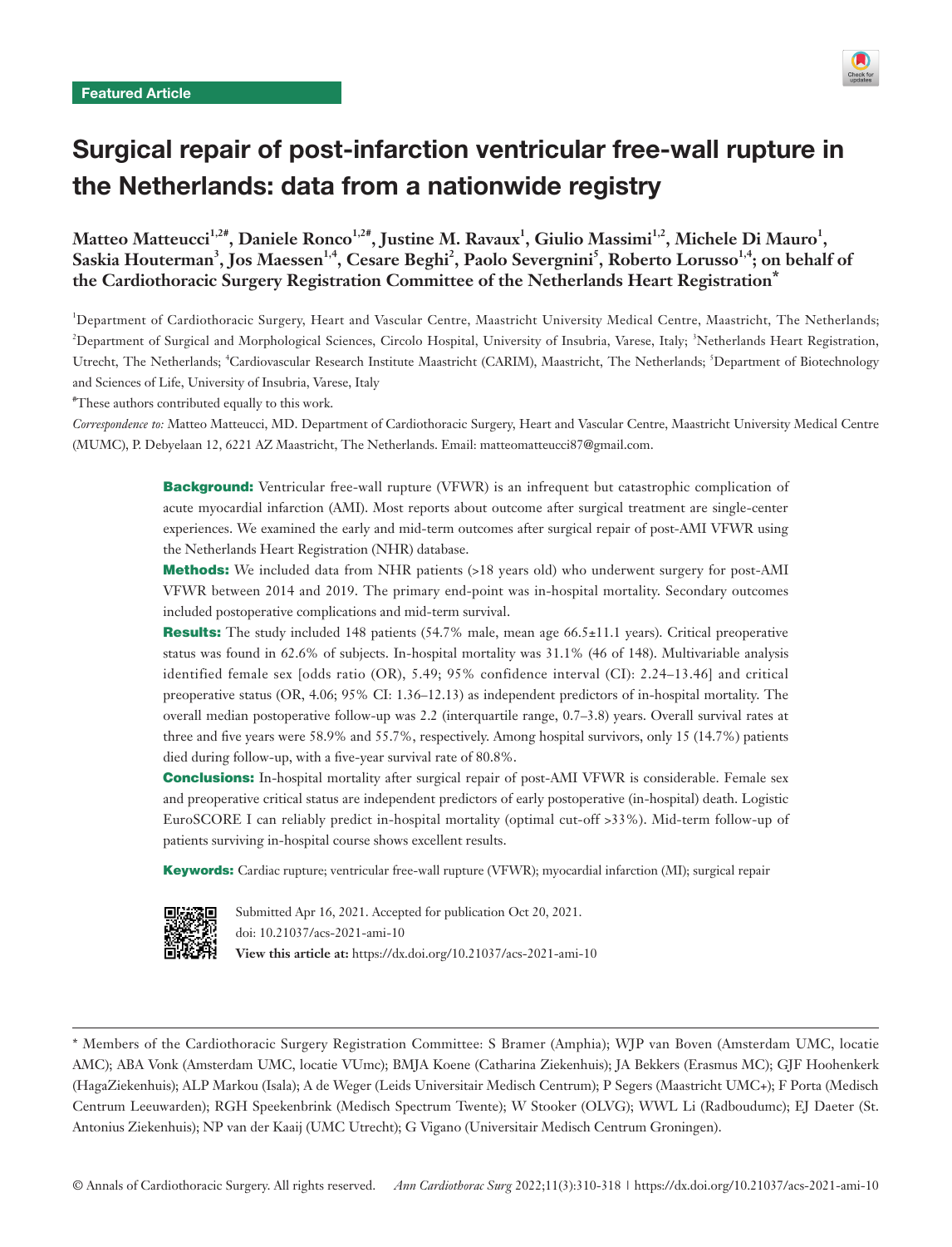Featured Article

# Surgical repair of post-infarction ventricular free-wall rupture in the Netherlands: data from a nationwide registry

**Matteo Matteucci[1,2#], Daniele Ronco[1,2#], Justine M. Ravaux[1], Giulio Massimi[1,2], Michele Di Mauro[1], Saskia Houterman[3], Jos Maessen[1,4], Cesare Beghi[2], Paolo Severgnini[5], Roberto Lorusso[1,4]; on behalf of the Cardiothoracic Surgery Registration Committee of the Netherlands Heart Registration***

[1]Department of Cardiothoracic Surgery, Heart and Vascular Centre, Maastricht University Medical Centre, Maastricht, The Netherlands; [2]Department of Surgical and Morphological Sciences, Circolo Hospital, University of Insubria, Varese, Italy; [3]Netherlands Heart Registration, Utrecht, The Netherlands; [4]Cardiovascular Research Institute Maastricht (CARIM), Maastricht, The Netherlands; [5]Department of Biotechnology and Sciences of Life, University of Insubria, Varese, Italy

[#]These authors contributed equally to this work.

*Correspondence to:* Matteo Matteucci, MD. Department of Cardiothoracic Surgery, Heart and Vascular Centre, Maastricht University Medical Centre (MUMC), P. Debyelaan 12, 6221 AZ Maastricht, The Netherlands. Email: matteomatteucci87@gmail.com.

**Background:** Ventricular free-wall rupture (VFWR) is an infrequent but catastrophic complication of acute myocardial infarction (AMI). Most reports about outcome after surgical treatment are single-center experiences. We examined the early and mid-term outcomes after surgical repair of post-AMI VFWR using the Netherlands Heart Registration (NHR) database.

**Methods:** We included data from NHR patients (>18 years old) who underwent surgery for post-AMI VFWR between 2014 and 2019. The primary end-point was in-hospital mortality. Secondary outcomes included postoperative complications and mid-term survival.

**Results:** The study included 148 patients (54.7% male, mean age 66.5±11.1 years). Critical preoperative status was found in 62.6% of subjects. In-hospital mortality was 31.1% (46 of 148). Multivariable analysis identified female sex [odds ratio (OR), 5.49; 95% confidence interval (CI): 2.24–13.46] and critical preoperative status (OR, 4.06; 95% CI: 1.36–12.13) as independent predictors of in-hospital mortality. The overall median postoperative follow-up was 2.2 (interquartile range, 0.7–3.8) years. Overall survival rates at three and five years were 58.9% and 55.7%, respectively. Among hospital survivors, only 15 (14.7%) patients died during follow-up, with a five-year survival rate of 80.8%.

**Conclusions:** In-hospital mortality after surgical repair of post-AMI VFWR is considerable. Female sex and preoperative critical status are independent predictors of early postoperative (in-hospital) death. Logistic EuroSCORE I can reliably predict in-hospital mortality (optimal cut-off >33%). Mid-term follow-up of patients surviving in-hospital course shows excellent results.

**Keywords:** Cardiac rupture; ventricular free-wall rupture (VFWR); myocardial infarction (MI); surgical repair

Submitted Apr 16, 2021. Accepted for publication Oct 20, 2021.
doi: 10.21037/acs-2021-ami-10
**View this article at:** https://dx.doi.org/10.21037/acs-2021-ami-10

---

* Members of the Cardiothoracic Surgery Registration Committee: S Bramer (Amphia); WJP van Boven (Amsterdam UMC, locatie AMC); ABA Vonk (Amsterdam UMC, locatie VUmc); BMJA Koene (Catharina Ziekenhuis); JA Bekkers (Erasmus MC); GJF Hoohenkerk (HagaZiekenhuis); ALP Markou (Isala); A de Weger (Leids Universitair Medisch Centrum); P Segers (Maastricht UMC+); F Porta (Medisch Centrum Leeuwarden); RGH Speekenbrink (Medisch Spectrum Twente); W Stooker (OLVG); WWL Li (Radboudumc); EJ Daeter (St. Antonius Ziekenhuis); NP van der Kaaij (UMC Utrecht); G Vigano (Universitair Medisch Centrum Groningen).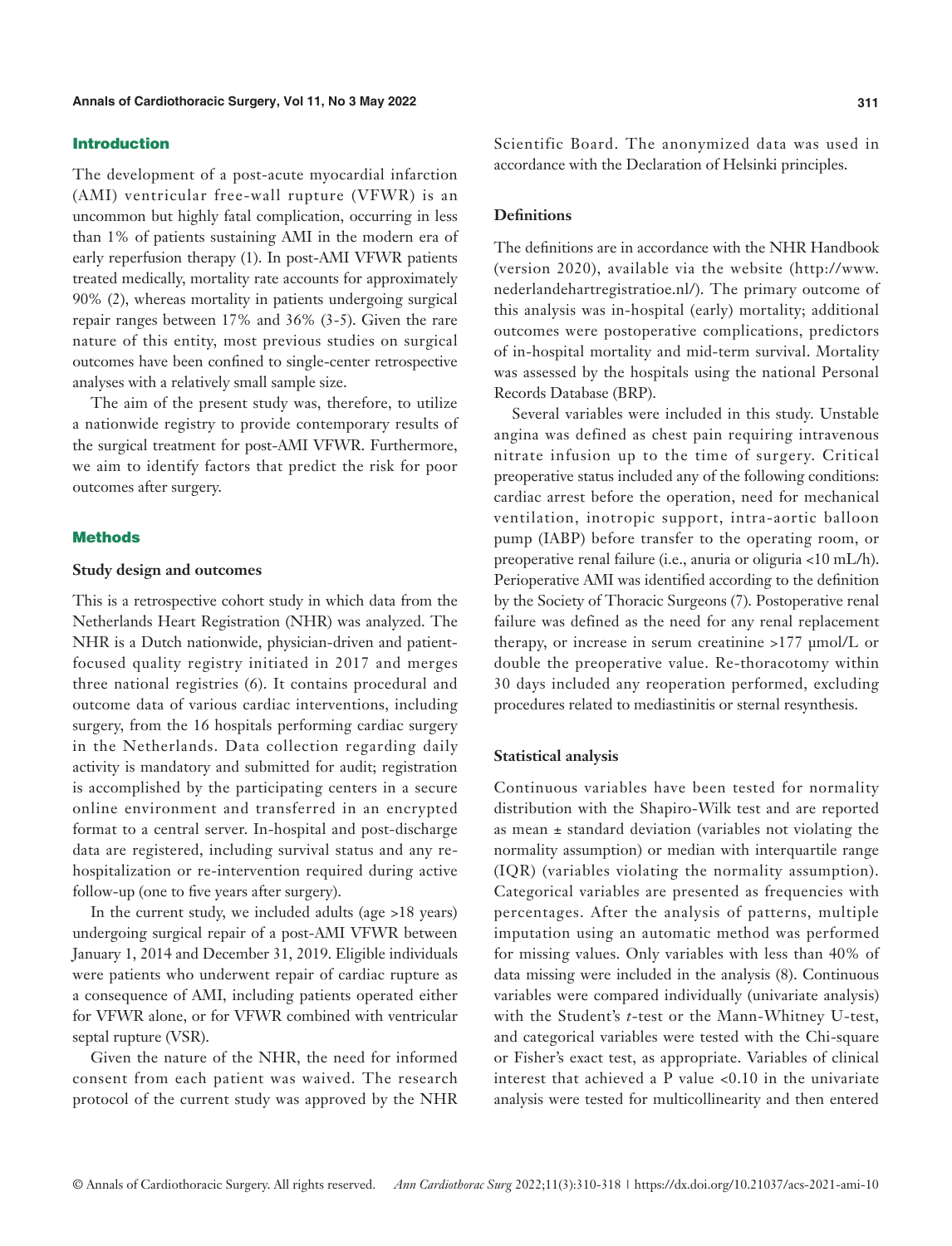## Introduction

The development of a post-acute myocardial infarction (AMI) ventricular free-wall rupture (VFWR) is an uncommon but highly fatal complication, occurring in less than 1% of patients sustaining AMI in the modern era of early reperfusion therapy (1). In post-AMI VFWR patients treated medically, mortality rate accounts for approximately 90% (2), whereas mortality in patients undergoing surgical repair ranges between 17% and 36% (3-5). Given the rare nature of this entity, most previous studies on surgical outcomes have been confined to single-center retrospective analyses with a relatively small sample size.

The aim of the present study was, therefore, to utilize a nationwide registry to provide contemporary results of the surgical treatment for post-AMI VFWR. Furthermore, we aim to identify factors that predict the risk for poor outcomes after surgery.

## Methods

### Study design and outcomes

This is a retrospective cohort study in which data from the Netherlands Heart Registration (NHR) was analyzed. The NHR is a Dutch nationwide, physician-driven and patient-focused quality registry initiated in 2017 and merges three national registries (6). It contains procedural and outcome data of various cardiac interventions, including surgery, from the 16 hospitals performing cardiac surgery in the Netherlands. Data collection regarding daily activity is mandatory and submitted for audit; registration is accomplished by the participating centers in a secure online environment and transferred in an encrypted format to a central server. In-hospital and post-discharge data are registered, including survival status and any re-hospitalization or re-intervention required during active follow-up (one to five years after surgery).

In the current study, we included adults (age >18 years) undergoing surgical repair of a post-AMI VFWR between January 1, 2014 and December 31, 2019. Eligible individuals were patients who underwent repair of cardiac rupture as a consequence of AMI, including patients operated either for VFWR alone, or for VFWR combined with ventricular septal rupture (VSR).

Given the nature of the NHR, the need for informed consent from each patient was waived. The research protocol of the current study was approved by the NHR Scientific Board. The anonymized data was used in accordance with the Declaration of Helsinki principles.

### Definitions

The definitions are in accordance with the NHR Handbook (version 2020), available via the website (http://www.nederlandehartregistratioe.nl/). The primary outcome of this analysis was in-hospital (early) mortality; additional outcomes were postoperative complications, predictors of in-hospital mortality and mid-term survival. Mortality was assessed by the hospitals using the national Personal Records Database (BRP).

Several variables were included in this study. Unstable angina was defined as chest pain requiring intravenous nitrate infusion up to the time of surgery. Critical preoperative status included any of the following conditions: cardiac arrest before the operation, need for mechanical ventilation, inotropic support, intra-aortic balloon pump (IABP) before transfer to the operating room, or preoperative renal failure (i.e., anuria or oliguria <10 mL/h). Perioperative AMI was identified according to the definition by the Society of Thoracic Surgeons (7). Postoperative renal failure was defined as the need for any renal replacement therapy, or increase in serum creatinine >177 μmol/L or double the preoperative value. Re-thoracotomy within 30 days included any reoperation performed, excluding procedures related to mediastinitis or sternal resynthesis.

### Statistical analysis

Continuous variables have been tested for normality distribution with the Shapiro-Wilk test and are reported as mean ± standard deviation (variables not violating the normality assumption) or median with interquartile range (IQR) (variables violating the normality assumption). Categorical variables are presented as frequencies with percentages. After the analysis of patterns, multiple imputation using an automatic method was performed for missing values. Only variables with less than 40% of data missing were included in the analysis (8). Continuous variables were compared individually (univariate analysis) with the Student's *t*-test or the Mann-Whitney U-test, and categorical variables were tested with the Chi-square or Fisher's exact test, as appropriate. Variables of clinical interest that achieved a P value <0.10 in the univariate analysis were tested for multicollinearity and then entered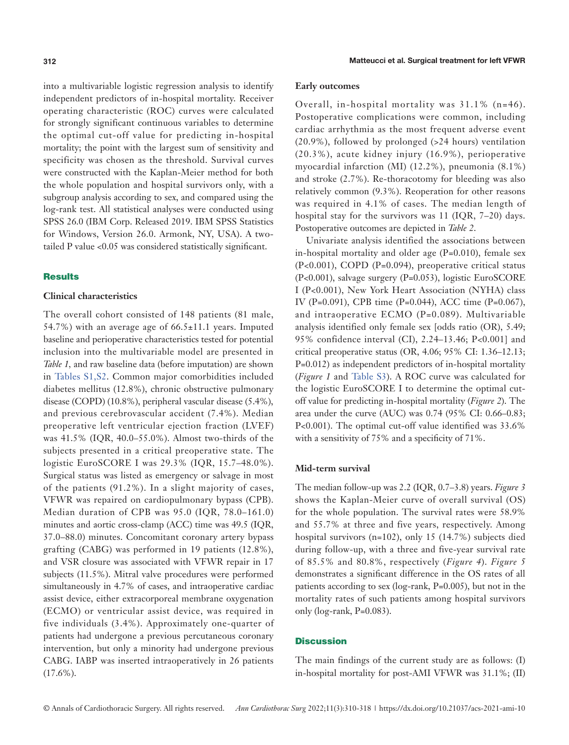into a multivariable logistic regression analysis to identify independent predictors of in-hospital mortality. Receiver operating characteristic (ROC) curves were calculated for strongly significant continuous variables to determine the optimal cut-off value for predicting in-hospital mortality; the point with the largest sum of sensitivity and specificity was chosen as the threshold. Survival curves were constructed with the Kaplan-Meier method for both the whole population and hospital survivors only, with a subgroup analysis according to sex, and compared using the log-rank test. All statistical analyses were conducted using SPSS 26.0 (IBM Corp. Released 2019. IBM SPSS Statistics for Windows, Version 26.0. Armonk, NY, USA). A two-tailed P value <0.05 was considered statistically significant.

## Results

### Clinical characteristics

The overall cohort consisted of 148 patients (81 male, 54.7%) with an average age of 66.5±11.1 years. Imputed baseline and perioperative characteristics tested for potential inclusion into the multivariable model are presented in *Table 1*, and raw baseline data (before imputation) are shown in Tables S1,S2. Common major comorbidities included diabetes mellitus (12.8%), chronic obstructive pulmonary disease (COPD) (10.8%), peripheral vascular disease (5.4%), and previous cerebrovascular accident (7.4%). Median preoperative left ventricular ejection fraction (LVEF) was 41.5% (IQR, 40.0–55.0%). Almost two-thirds of the subjects presented in a critical preoperative state. The logistic EuroSCORE I was 29.3% (IQR, 15.7–48.0%). Surgical status was listed as emergency or salvage in most of the patients (91.2%). In a slight majority of cases, VFWR was repaired on cardiopulmonary bypass (CPB). Median duration of CPB was 95.0 (IQR, 78.0–161.0) minutes and aortic cross-clamp (ACC) time was 49.5 (IQR, 37.0–88.0) minutes. Concomitant coronary artery bypass grafting (CABG) was performed in 19 patients (12.8%), and VSR closure was associated with VFWR repair in 17 subjects (11.5%). Mitral valve procedures were performed simultaneously in 4.7% of cases, and intraoperative cardiac assist device, either extracorporeal membrane oxygenation (ECMO) or ventricular assist device, was required in five individuals (3.4%). Approximately one-quarter of patients had undergone a previous percutaneous coronary intervention, but only a minority had undergone previous CABG. IABP was inserted intraoperatively in 26 patients (17.6%).

### Early outcomes

Overall, in-hospital mortality was 31.1% (n=46). Postoperative complications were common, including cardiac arrhythmia as the most frequent adverse event (20.9%), followed by prolonged (>24 hours) ventilation (20.3%), acute kidney injury (16.9%), perioperative myocardial infarction (MI) (12.2%), pneumonia (8.1%) and stroke (2.7%). Re-thoracotomy for bleeding was also relatively common (9.3%). Reoperation for other reasons was required in 4.1% of cases. The median length of hospital stay for the survivors was 11 (IQR, 7–20) days. Postoperative outcomes are depicted in *Table 2*.

Univariate analysis identified the associations between in-hospital mortality and older age (P=0.010), female sex (P<0.001), COPD (P=0.094), preoperative critical status (P<0.001), salvage surgery (P=0.053), logistic EuroSCORE I (P<0.001), New York Heart Association (NYHA) class IV (P=0.091), CPB time (P=0.044), ACC time (P=0.067), and intraoperative ECMO (P=0.089). Multivariable analysis identified only female sex [odds ratio (OR), 5.49; 95% confidence interval (CI), 2.24–13.46; P<0.001] and critical preoperative status (OR, 4.06; 95% CI: 1.36–12.13; P=0.012) as independent predictors of in-hospital mortality (*Figure 1* and Table S3). A ROC curve was calculated for the logistic EuroSCORE I to determine the optimal cut-off value for predicting in-hospital mortality (*Figure 2*). The area under the curve (AUC) was 0.74 (95% CI: 0.66–0.83; P<0.001). The optimal cut-off value identified was 33.6% with a sensitivity of 75% and a specificity of 71%.

### Mid-term survival

The median follow-up was 2.2 (IQR, 0.7–3.8) years. *Figure 3* shows the Kaplan-Meier curve of overall survival (OS) for the whole population. The survival rates were 58.9% and 55.7% at three and five years, respectively. Among hospital survivors (n=102), only 15 (14.7%) subjects died during follow-up, with a three and five-year survival rate of 85.5% and 80.8%, respectively (*Figure 4*). *Figure 5* demonstrates a significant difference in the OS rates of all patients according to sex (log-rank, P=0.005), but not in the mortality rates of such patients among hospital survivors only (log-rank, P=0.083).

## Discussion

The main findings of the current study are as follows: (I) in-hospital mortality for post-AMI VFWR was 31.1%; (II)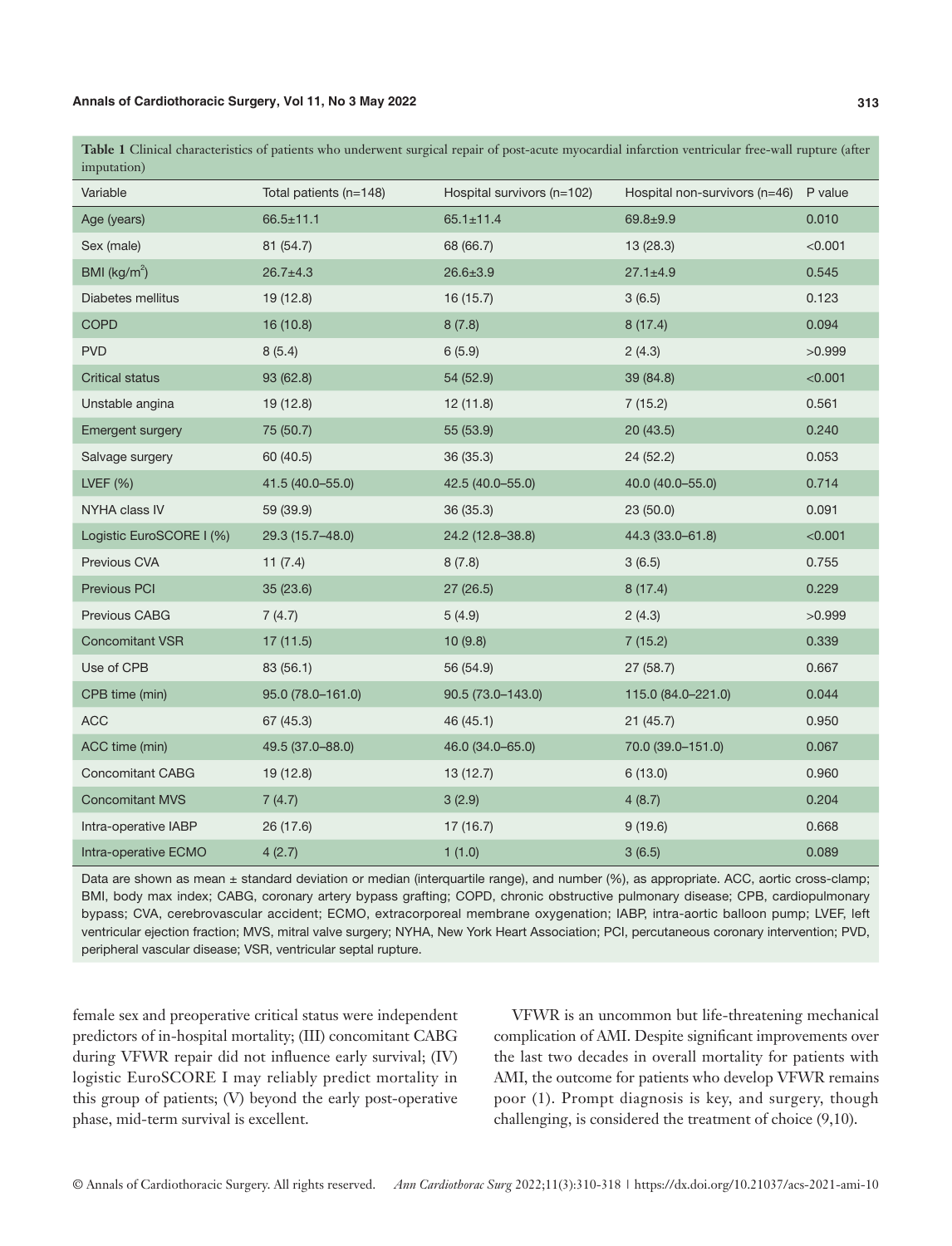**Table 1** Clinical characteristics of patients who underwent surgical repair of post-acute myocardial infarction ventricular free-wall rupture (after imputation)

| Variable | Total patients (n=148) | Hospital survivors (n=102) | Hospital non-survivors (n=46) | P value |
|---|---|---|---|---|
| Age (years) | 66.5±11.1 | 65.1±11.4 | 69.8±9.9 | 0.010 |
| Sex (male) | 81 (54.7) | 68 (66.7) | 13 (28.3) | <0.001 |
| BMI (kg/m$^2$) | 26.7±4.3 | 26.6±3.9 | 27.1±4.9 | 0.545 |
| Diabetes mellitus | 19 (12.8) | 16 (15.7) | 3 (6.5) | 0.123 |
| COPD | 16 (10.8) | 8 (7.8) | 8 (17.4) | 0.094 |
| PVD | 8 (5.4) | 6 (5.9) | 2 (4.3) | >0.999 |
| Critical status | 93 (62.8) | 54 (52.9) | 39 (84.8) | <0.001 |
| Unstable angina | 19 (12.8) | 12 (11.8) | 7 (15.2) | 0.561 |
| Emergent surgery | 75 (50.7) | 55 (53.9) | 20 (43.5) | 0.240 |
| Salvage surgery | 60 (40.5) | 36 (35.3) | 24 (52.2) | 0.053 |
| LVEF (%) | 41.5 (40.0–55.0) | 42.5 (40.0–55.0) | 40.0 (40.0–55.0) | 0.714 |
| NYHA class IV | 59 (39.9) | 36 (35.3) | 23 (50.0) | 0.091 |
| Logistic EuroSCORE I (%) | 29.3 (15.7–48.0) | 24.2 (12.8–38.8) | 44.3 (33.0–61.8) | <0.001 |
| Previous CVA | 11 (7.4) | 8 (7.8) | 3 (6.5) | 0.755 |
| Previous PCI | 35 (23.6) | 27 (26.5) | 8 (17.4) | 0.229 |
| Previous CABG | 7 (4.7) | 5 (4.9) | 2 (4.3) | >0.999 |
| Concomitant VSR | 17 (11.5) | 10 (9.8) | 7 (15.2) | 0.339 |
| Use of CPB | 83 (56.1) | 56 (54.9) | 27 (58.7) | 0.667 |
| CPB time (min) | 95.0 (78.0–161.0) | 90.5 (73.0–143.0) | 115.0 (84.0–221.0) | 0.044 |
| ACC | 67 (45.3) | 46 (45.1) | 21 (45.7) | 0.950 |
| ACC time (min) | 49.5 (37.0–88.0) | 46.0 (34.0–65.0) | 70.0 (39.0–151.0) | 0.067 |
| Concomitant CABG | 19 (12.8) | 13 (12.7) | 6 (13.0) | 0.960 |
| Concomitant MVS | 7 (4.7) | 3 (2.9) | 4 (8.7) | 0.204 |
| Intra-operative IABP | 26 (17.6) | 17 (16.7) | 9 (19.6) | 0.668 |
| Intra-operative ECMO | 4 (2.7) | 1 (1.0) | 3 (6.5) | 0.089 |

Data are shown as mean ± standard deviation or median (interquartile range), and number (%), as appropriate. ACC, aortic cross-clamp; BMI, body max index; CABG, coronary artery bypass grafting; COPD, chronic obstructive pulmonary disease; CPB, cardiopulmonary bypass; CVA, cerebrovascular accident; ECMO, extracorporeal membrane oxygenation; IABP, intra-aortic balloon pump; LVEF, left ventricular ejection fraction; MVS, mitral valve surgery; NYHA, New York Heart Association; PCI, percutaneous coronary intervention; PVD, peripheral vascular disease; VSR, ventricular septal rupture.

female sex and preoperative critical status were independent predictors of in-hospital mortality; (III) concomitant CABG during VFWR repair did not influence early survival; (IV) logistic EuroSCORE I may reliably predict mortality in this group of patients; (V) beyond the early post-operative phase, mid-term survival is excellent.

VFWR is an uncommon but life-threatening mechanical complication of AMI. Despite significant improvements over the last two decades in overall mortality for patients with AMI, the outcome for patients who develop VFWR remains poor (1). Prompt diagnosis is key, and surgery, though challenging, is considered the treatment of choice (9,10).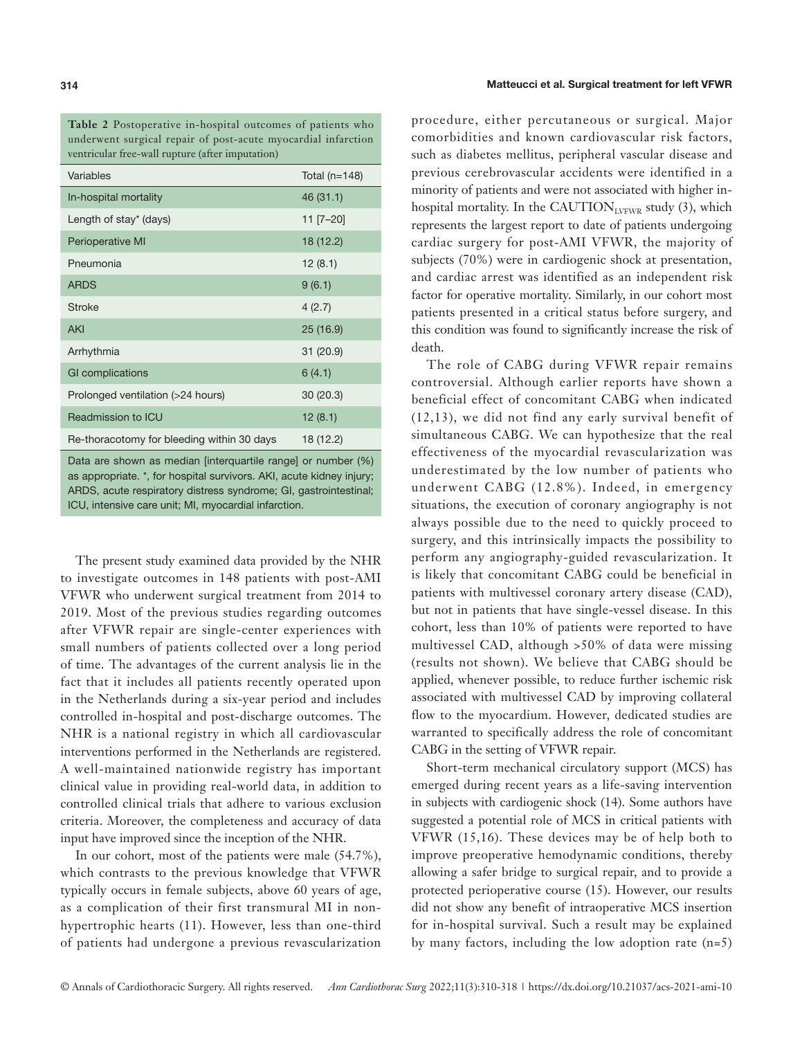**Table 2** Postoperative in-hospital outcomes of patients who underwent surgical repair of post-acute myocardial infarction ventricular free-wall rupture (after imputation)

| Variables | Total (n=148) |
|---|---|
| In-hospital mortality | 46 (31.1) |
| Length of stay* (days) | 11 [7–20] |
| Perioperative MI | 18 (12.2) |
| Pneumonia | 12 (8.1) |
| ARDS | 9 (6.1) |
| Stroke | 4 (2.7) |
| AKI | 25 (16.9) |
| Arrhythmia | 31 (20.9) |
| GI complications | 6 (4.1) |
| Prolonged ventilation (>24 hours) | 30 (20.3) |
| Readmission to ICU | 12 (8.1) |
| Re-thoracotomy for bleeding within 30 days | 18 (12.2) |

Data are shown as median [interquartile range] or number (%) as appropriate. *, for hospital survivors. AKI, acute kidney injury; ARDS, acute respiratory distress syndrome; GI, gastrointestinal; ICU, intensive care unit; MI, myocardial infarction.

The present study examined data provided by the NHR to investigate outcomes in 148 patients with post-AMI VFWR who underwent surgical treatment from 2014 to 2019. Most of the previous studies regarding outcomes after VFWR repair are single-center experiences with small numbers of patients collected over a long period of time. The advantages of the current analysis lie in the fact that it includes all patients recently operated upon in the Netherlands during a six-year period and includes controlled in-hospital and post-discharge outcomes. The NHR is a national registry in which all cardiovascular interventions performed in the Netherlands are registered. A well-maintained nationwide registry has important clinical value in providing real-world data, in addition to controlled clinical trials that adhere to various exclusion criteria. Moreover, the completeness and accuracy of data input have improved since the inception of the NHR.

In our cohort, most of the patients were male (54.7%), which contrasts to the previous knowledge that VFWR typically occurs in female subjects, above 60 years of age, as a complication of their first transmural MI in non-hypertrophic hearts (11). However, less than one-third of patients had undergone a previous revascularization procedure, either percutaneous or surgical. Major comorbidities and known cardiovascular risk factors, such as diabetes mellitus, peripheral vascular disease and previous cerebrovascular accidents were identified in a minority of patients and were not associated with higher in-hospital mortality. In the $\text{CAUTION}_{\text{LVFWR}}$ study (3), which represents the largest report to date of patients undergoing cardiac surgery for post-AMI VFWR, the majority of subjects (70%) were in cardiogenic shock at presentation, and cardiac arrest was identified as an independent risk factor for operative mortality. Similarly, in our cohort most patients presented in a critical status before surgery, and this condition was found to significantly increase the risk of death.

The role of CABG during VFWR repair remains controversial. Although earlier reports have shown a beneficial effect of concomitant CABG when indicated (12,13), we did not find any early survival benefit of simultaneous CABG. We can hypothesize that the real effectiveness of the myocardial revascularization was underestimated by the low number of patients who underwent CABG (12.8%). Indeed, in emergency situations, the execution of coronary angiography is not always possible due to the need to quickly proceed to surgery, and this intrinsically impacts the possibility to perform any angiography-guided revascularization. It is likely that concomitant CABG could be beneficial in patients with multivessel coronary artery disease (CAD), but not in patients that have single-vessel disease. In this cohort, less than 10% of patients were reported to have multivessel CAD, although >50% of data were missing (results not shown). We believe that CABG should be applied, whenever possible, to reduce further ischemic risk associated with multivessel CAD by improving collateral flow to the myocardium. However, dedicated studies are warranted to specifically address the role of concomitant CABG in the setting of VFWR repair.

Short-term mechanical circulatory support (MCS) has emerged during recent years as a life-saving intervention in subjects with cardiogenic shock (14). Some authors have suggested a potential role of MCS in critical patients with VFWR (15,16). These devices may be of help both to improve preoperative hemodynamic conditions, thereby allowing a safer bridge to surgical repair, and to provide a protected perioperative course (15). However, our results did not show any benefit of intraoperative MCS insertion for in-hospital survival. Such a result may be explained by many factors, including the low adoption rate (n=5)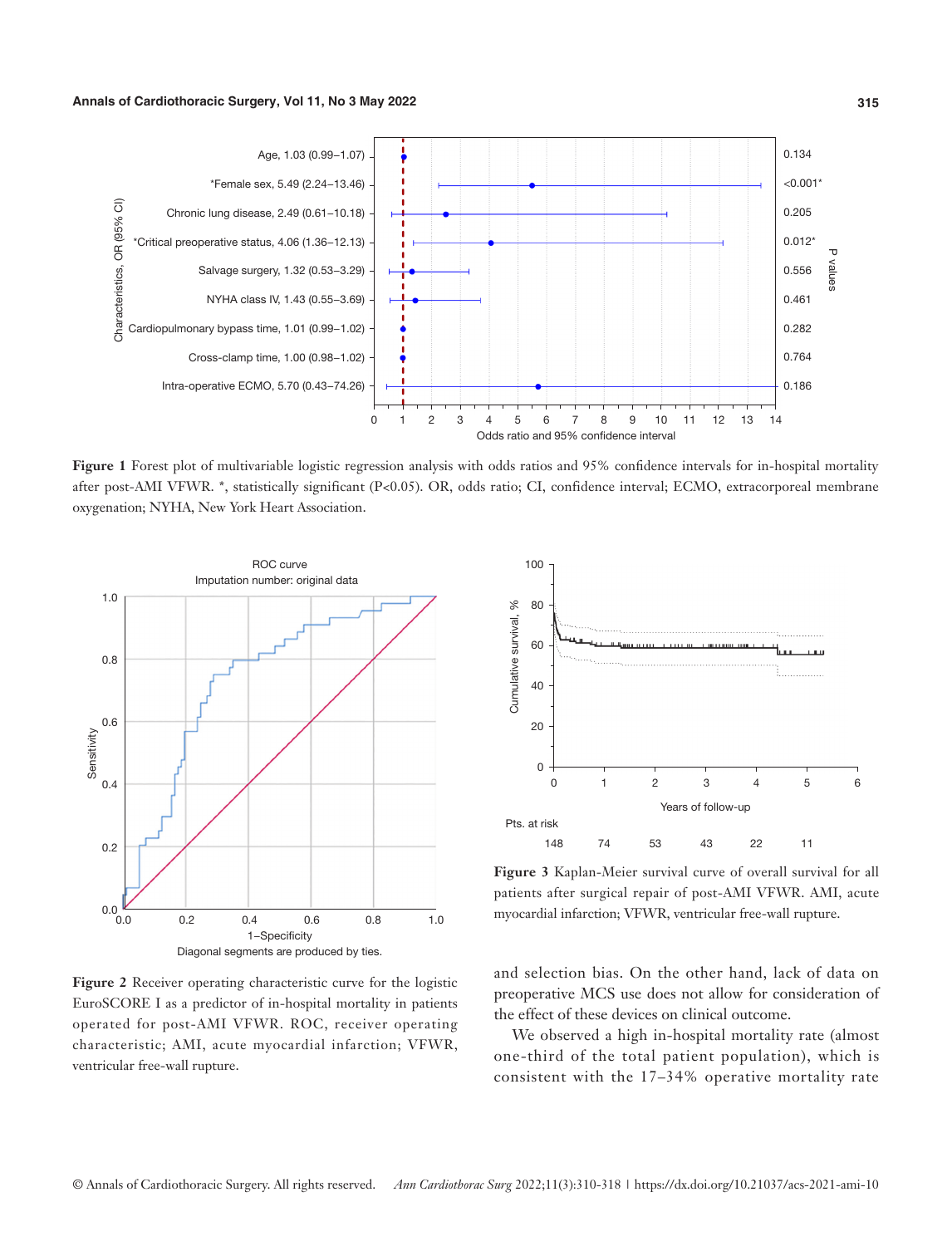**Figure 1** Forest plot of multivariable logistic regression analysis with odds ratios and 95% confidence intervals for in-hospital mortality after post-AMI VFWR. *, statistically significant (P<0.05). OR, odds ratio; CI, confidence interval; ECMO, extracorporeal membrane oxygenation; NYHA, New York Heart Association.

**Figure 2** Receiver operating characteristic curve for the logistic EuroSCORE I as a predictor of in-hospital mortality in patients operated for post-AMI VFWR. ROC, receiver operating characteristic; AMI, acute myocardial infarction; VFWR, ventricular free-wall rupture.

**Figure 3** Kaplan-Meier survival curve of overall survival for all patients after surgical repair of post-AMI VFWR. AMI, acute myocardial infarction; VFWR, ventricular free-wall rupture.

and selection bias. On the other hand, lack of data on preoperative MCS use does not allow for consideration of the effect of these devices on clinical outcome.

We observed a high in-hospital mortality rate (almost one-third of the total patient population), which is consistent with the 17–34% operative mortality rate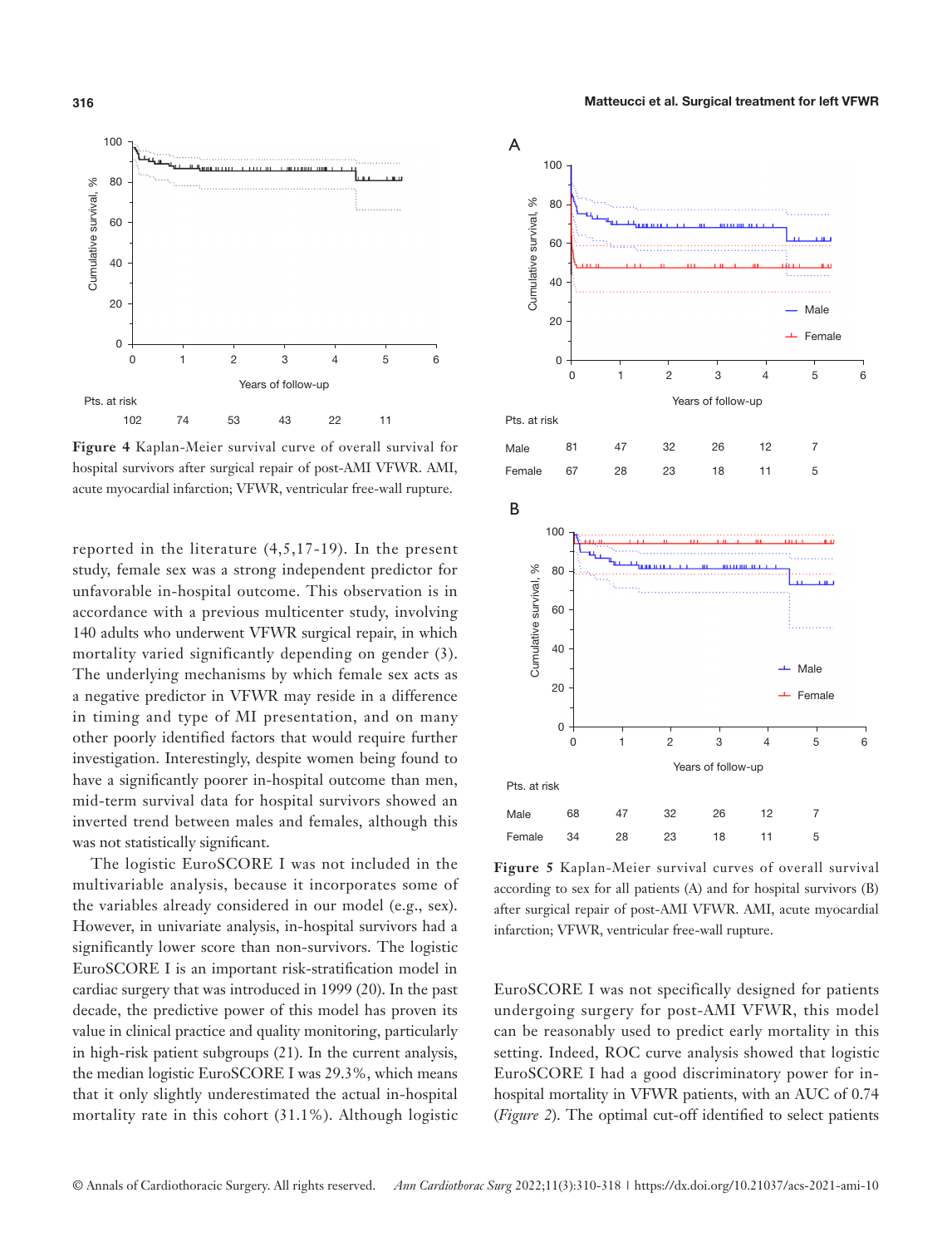Figure 4 Kaplan-Meier survival curve of overall survival for hospital survivors after surgical repair of post-AMI VFWR. AMI, acute myocardial infarction; VFWR, ventricular free-wall rupture.

reported in the literature (4,5,17-19). In the present study, female sex was a strong independent predictor for unfavorable in-hospital outcome. This observation is in accordance with a previous multicenter study, involving 140 adults who underwent VFWR surgical repair, in which mortality varied significantly depending on gender (3). The underlying mechanisms by which female sex acts as a negative predictor in VFWR may reside in a difference in timing and type of MI presentation, and on many other poorly identified factors that would require further investigation. Interestingly, despite women being found to have a significantly poorer in-hospital outcome than men, mid-term survival data for hospital survivors showed an inverted trend between males and females, although this was not statistically significant.

The logistic EuroSCORE I was not included in the multivariable analysis, because it incorporates some of the variables already considered in our model (e.g., sex). However, in univariate analysis, in-hospital survivors had a significantly lower score than non-survivors. The logistic EuroSCORE I is an important risk-stratification model in cardiac surgery that was introduced in 1999 (20). In the past decade, the predictive power of this model has proven its value in clinical practice and quality monitoring, particularly in high-risk patient subgroups (21). In the current analysis, the median logistic EuroSCORE I was 29.3%, which means that it only slightly underestimated the actual in-hospital mortality rate in this cohort (31.1%). Although logistic EuroSCORE I was not specifically designed for patients undergoing surgery for post-AMI VFWR, this model can be reasonably used to predict early mortality in this setting. Indeed, ROC curve analysis showed that logistic EuroSCORE I had a good discriminatory power for in-hospital mortality in VFWR patients, with an AUC of 0.74 (*Figure 2*). The optimal cut-off identified to select patients

Figure 5 Kaplan-Meier survival curves of overall survival according to sex for all patients (A) and for hospital survivors (B) after surgical repair of post-AMI VFWR. AMI, acute myocardial infarction; VFWR, ventricular free-wall rupture.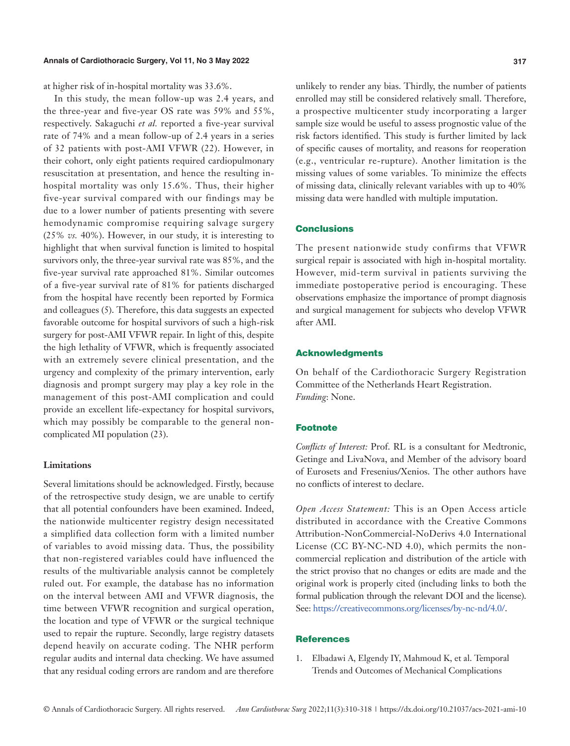at higher risk of in-hospital mortality was 33.6%.

In this study, the mean follow-up was 2.4 years, and the three-year and five-year OS rate was 59% and 55%, respectively. Sakaguchi *et al.* reported a five-year survival rate of 74% and a mean follow-up of 2.4 years in a series of 32 patients with post-AMI VFWR (22). However, in their cohort, only eight patients required cardiopulmonary resuscitation at presentation, and hence the resulting in-hospital mortality was only 15.6%. Thus, their higher five-year survival compared with our findings may be due to a lower number of patients presenting with severe hemodynamic compromise requiring salvage surgery (25% *vs.* 40%). However, in our study, it is interesting to highlight that when survival function is limited to hospital survivors only, the three-year survival rate was 85%, and the five-year survival rate approached 81%. Similar outcomes of a five-year survival rate of 81% for patients discharged from the hospital have recently been reported by Formica and colleagues (5). Therefore, this data suggests an expected favorable outcome for hospital survivors of such a high-risk surgery for post-AMI VFWR repair. In light of this, despite the high lethality of VFWR, which is frequently associated with an extremely severe clinical presentation, and the urgency and complexity of the primary intervention, early diagnosis and prompt surgery may play a key role in the management of this post-AMI complication and could provide an excellent life-expectancy for hospital survivors, which may possibly be comparable to the general non-complicated MI population (23).

### Limitations

Several limitations should be acknowledged. Firstly, because of the retrospective study design, we are unable to certify that all potential confounders have been examined. Indeed, the nationwide multicenter registry design necessitated a simplified data collection form with a limited number of variables to avoid missing data. Thus, the possibility that non-registered variables could have influenced the results of the multivariable analysis cannot be completely ruled out. For example, the database has no information on the interval between AMI and VFWR diagnosis, the time between VFWR recognition and surgical operation, the location and type of VFWR or the surgical technique used to repair the rupture. Secondly, large registry datasets depend heavily on accurate coding. The NHR perform regular audits and internal data checking. We have assumed that any residual coding errors are random and are therefore unlikely to render any bias. Thirdly, the number of patients enrolled may still be considered relatively small. Therefore, a prospective multicenter study incorporating a larger sample size would be useful to assess prognostic value of the risk factors identified. This study is further limited by lack of specific causes of mortality, and reasons for reoperation (e.g., ventricular re-rupture). Another limitation is the missing values of some variables. To minimize the effects of missing data, clinically relevant variables with up to 40% missing data were handled with multiple imputation.

## Conclusions

The present nationwide study confirms that VFWR surgical repair is associated with high in-hospital mortality. However, mid-term survival in patients surviving the immediate postoperative period is encouraging. These observations emphasize the importance of prompt diagnosis and surgical management for subjects who develop VFWR after AMI.

## Acknowledgments

On behalf of the Cardiothoracic Surgery Registration Committee of the Netherlands Heart Registration.
*Funding*: None.

## Footnote

*Conflicts of Interest:* Prof. RL is a consultant for Medtronic, Getinge and LivaNova, and Member of the advisory board of Eurosets and Fresenius/Xenios. The other authors have no conflicts of interest to declare.

*Open Access Statement:* This is an Open Access article distributed in accordance with the Creative Commons Attribution-NonCommercial-NoDerivs 4.0 International License (CC BY-NC-ND 4.0), which permits the non-commercial replication and distribution of the article with the strict proviso that no changes or edits are made and the original work is properly cited (including links to both the formal publication through the relevant DOI and the license). See: https://creativecommons.org/licenses/by-nc-nd/4.0/.

## References

1. Elbadawi A, Elgendy IY, Mahmoud K, et al. Temporal Trends and Outcomes of Mechanical Complications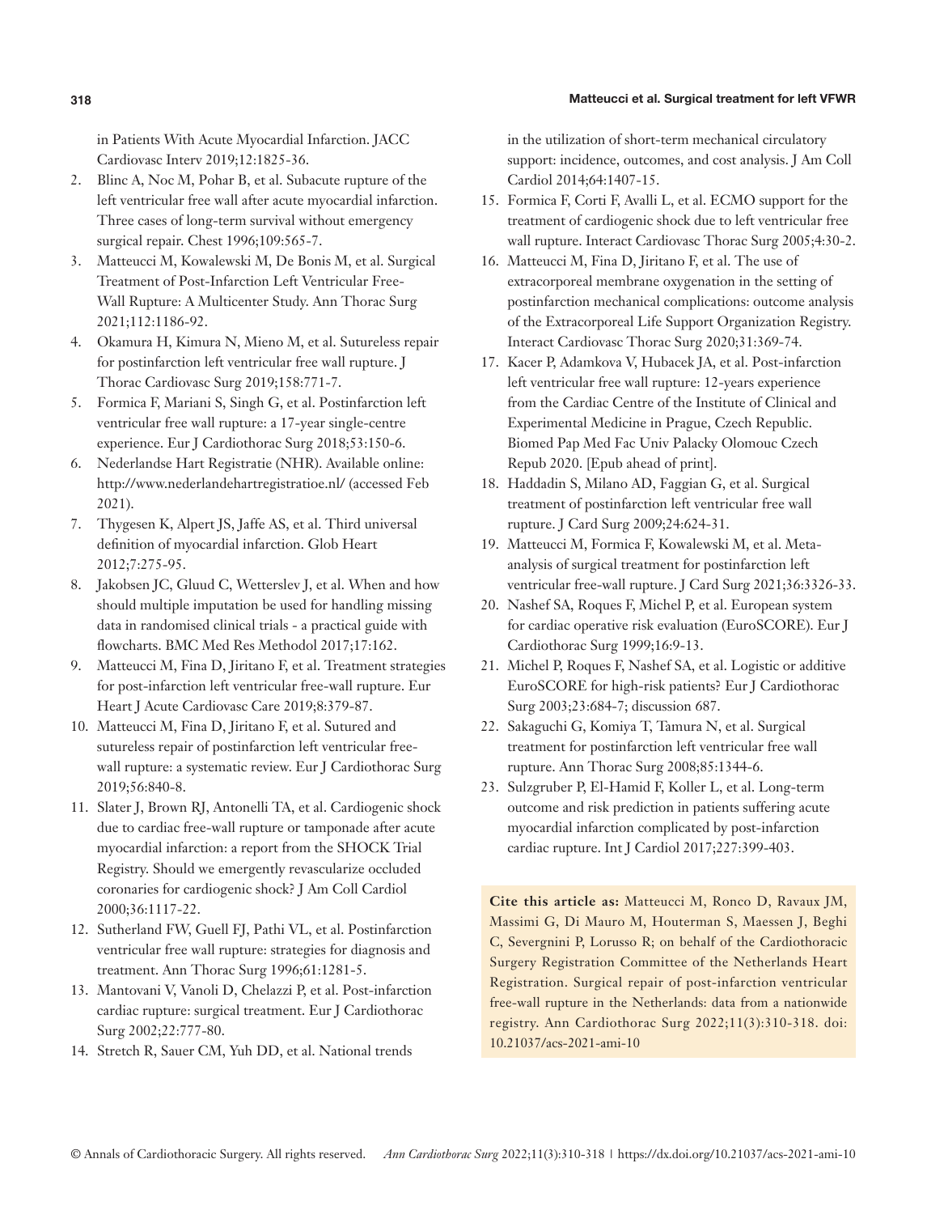in Patients With Acute Myocardial Infarction. JACC Cardiovasc Interv 2019;12:1825-36.

2. Blinc A, Noc M, Pohar B, et al. Subacute rupture of the left ventricular free wall after acute myocardial infarction. Three cases of long-term survival without emergency surgical repair. Chest 1996;109:565-7.
3. Matteucci M, Kowalewski M, De Bonis M, et al. Surgical Treatment of Post-Infarction Left Ventricular Free-Wall Rupture: A Multicenter Study. Ann Thorac Surg 2021;112:1186-92.
4. Okamura H, Kimura N, Mieno M, et al. Sutureless repair for postinfarction left ventricular free wall rupture. J Thorac Cardiovasc Surg 2019;158:771-7.
5. Formica F, Mariani S, Singh G, et al. Postinfarction left ventricular free wall rupture: a 17-year single-centre experience. Eur J Cardiothorac Surg 2018;53:150-6.
6. Nederlandse Hart Registratie (NHR). Available online: http://www.nederlandehartregistratioe.nl/ (accessed Feb 2021).
7. Thygesen K, Alpert JS, Jaffe AS, et al. Third universal definition of myocardial infarction. Glob Heart 2012;7:275-95.
8. Jakobsen JC, Gluud C, Wetterslev J, et al. When and how should multiple imputation be used for handling missing data in randomised clinical trials - a practical guide with flowcharts. BMC Med Res Methodol 2017;17:162.
9. Matteucci M, Fina D, Jiritano F, et al. Treatment strategies for post-infarction left ventricular free-wall rupture. Eur Heart J Acute Cardiovasc Care 2019;8:379-87.
10. Matteucci M, Fina D, Jiritano F, et al. Sutured and sutureless repair of postinfarction left ventricular free-wall rupture: a systematic review. Eur J Cardiothorac Surg 2019;56:840-8.
11. Slater J, Brown RJ, Antonelli TA, et al. Cardiogenic shock due to cardiac free-wall rupture or tamponade after acute myocardial infarction: a report from the SHOCK Trial Registry. Should we emergently revascularize occluded coronaries for cardiogenic shock? J Am Coll Cardiol 2000;36:1117-22.
12. Sutherland FW, Guell FJ, Pathi VL, et al. Postinfarction ventricular free wall rupture: strategies for diagnosis and treatment. Ann Thorac Surg 1996;61:1281-5.
13. Mantovani V, Vanoli D, Chelazzi P, et al. Post-infarction cardiac rupture: surgical treatment. Eur J Cardiothorac Surg 2002;22:777-80.
14. Stretch R, Sauer CM, Yuh DD, et al. National trends in the utilization of short-term mechanical circulatory support: incidence, outcomes, and cost analysis. J Am Coll Cardiol 2014;64:1407-15.
15. Formica F, Corti F, Avalli L, et al. ECMO support for the treatment of cardiogenic shock due to left ventricular free wall rupture. Interact Cardiovasc Thorac Surg 2005;4:30-2.
16. Matteucci M, Fina D, Jiritano F, et al. The use of extracorporeal membrane oxygenation in the setting of postinfarction mechanical complications: outcome analysis of the Extracorporeal Life Support Organization Registry. Interact Cardiovasc Thorac Surg 2020;31:369-74.
17. Kacer P, Adamkova V, Hubacek JA, et al. Post-infarction left ventricular free wall rupture: 12-years experience from the Cardiac Centre of the Institute of Clinical and Experimental Medicine in Prague, Czech Republic. Biomed Pap Med Fac Univ Palacky Olomouc Czech Repub 2020. [Epub ahead of print].
18. Haddadin S, Milano AD, Faggian G, et al. Surgical treatment of postinfarction left ventricular free wall rupture. J Card Surg 2009;24:624-31.
19. Matteucci M, Formica F, Kowalewski M, et al. Meta-analysis of surgical treatment for postinfarction left ventricular free-wall rupture. J Card Surg 2021;36:3326-33.
20. Nashef SA, Roques F, Michel P, et al. European system for cardiac operative risk evaluation (EuroSCORE). Eur J Cardiothorac Surg 1999;16:9-13.
21. Michel P, Roques F, Nashef SA, et al. Logistic or additive EuroSCORE for high-risk patients? Eur J Cardiothorac Surg 2003;23:684-7; discussion 687.
22. Sakaguchi G, Komiya T, Tamura N, et al. Surgical treatment for postinfarction left ventricular free wall rupture. Ann Thorac Surg 2008;85:1344-6.
23. Sulzgruber P, El-Hamid F, Koller L, et al. Long-term outcome and risk prediction in patients suffering acute myocardial infarction complicated by post-infarction cardiac rupture. Int J Cardiol 2017;227:399-403.

**Cite this article as:** Matteucci M, Ronco D, Ravaux JM, Massimi G, Di Mauro M, Houterman S, Maessen J, Beghi C, Severgnini P, Lorusso R; on behalf of the Cardiothoracic Surgery Registration Committee of the Netherlands Heart Registration. Surgical repair of post-infarction ventricular free-wall rupture in the Netherlands: data from a nationwide registry. Ann Cardiothorac Surg 2022;11(3):310-318. doi: 10.21037/acs-2021-ami-10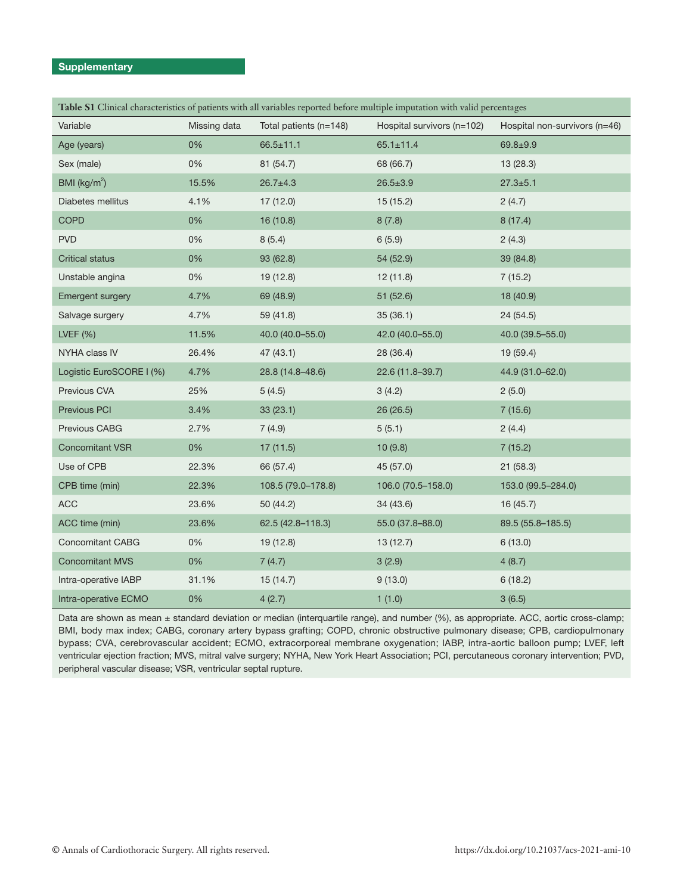**Supplementary**

**Table S1** Clinical characteristics of patients with all variables reported before multiple imputation with valid percentages

| Variable | Missing data | Total patients (n=148) | Hospital survivors (n=102) | Hospital non-survivors (n=46) |
|---|---|---|---|---|
| Age (years) | 0% | 66.5±11.1 | 65.1±11.4 | 69.8±9.9 |
| Sex (male) | 0% | 81 (54.7) | 68 (66.7) | 13 (28.3) |
| BMI (kg/m$^2$) | 15.5% | 26.7±4.3 | 26.5±3.9 | 27.3±5.1 |
| Diabetes mellitus | 4.1% | 17 (12.0) | 15 (15.2) | 2 (4.7) |
| COPD | 0% | 16 (10.8) | 8 (7.8) | 8 (17.4) |
| PVD | 0% | 8 (5.4) | 6 (5.9) | 2 (4.3) |
| Critical status | 0% | 93 (62.8) | 54 (52.9) | 39 (84.8) |
| Unstable angina | 0% | 19 (12.8) | 12 (11.8) | 7 (15.2) |
| Emergent surgery | 4.7% | 69 (48.9) | 51 (52.6) | 18 (40.9) |
| Salvage surgery | 4.7% | 59 (41.8) | 35 (36.1) | 24 (54.5) |
| LVEF (%) | 11.5% | 40.0 (40.0–55.0) | 42.0 (40.0–55.0) | 40.0 (39.5–55.0) |
| NYHA class IV | 26.4% | 47 (43.1) | 28 (36.4) | 19 (59.4) |
| Logistic EuroSCORE I (%) | 4.7% | 28.8 (14.8–48.6) | 22.6 (11.8–39.7) | 44.9 (31.0–62.0) |
| Previous CVA | 25% | 5 (4.5) | 3 (4.2) | 2 (5.0) |
| Previous PCI | 3.4% | 33 (23.1) | 26 (26.5) | 7 (15.6) |
| Previous CABG | 2.7% | 7 (4.9) | 5 (5.1) | 2 (4.4) |
| Concomitant VSR | 0% | 17 (11.5) | 10 (9.8) | 7 (15.2) |
| Use of CPB | 22.3% | 66 (57.4) | 45 (57.0) | 21 (58.3) |
| CPB time (min) | 22.3% | 108.5 (79.0–178.8) | 106.0 (70.5–158.0) | 153.0 (99.5–284.0) |
| ACC | 23.6% | 50 (44.2) | 34 (43.6) | 16 (45.7) |
| ACC time (min) | 23.6% | 62.5 (42.8–118.3) | 55.0 (37.8–88.0) | 89.5 (55.8–185.5) |
| Concomitant CABG | 0% | 19 (12.8) | 13 (12.7) | 6 (13.0) |
| Concomitant MVS | 0% | 7 (4.7) | 3 (2.9) | 4 (8.7) |
| Intra-operative IABP | 31.1% | 15 (14.7) | 9 (13.0) | 6 (18.2) |
| Intra-operative ECMO | 0% | 4 (2.7) | 1 (1.0) | 3 (6.5) |

Data are shown as mean ± standard deviation or median (interquartile range), and number (%), as appropriate. ACC, aortic cross-clamp; BMI, body max index; CABG, coronary artery bypass grafting; COPD, chronic obstructive pulmonary disease; CPB, cardiopulmonary bypass; CVA, cerebrovascular accident; ECMO, extracorporeal membrane oxygenation; IABP, intra-aortic balloon pump; LVEF, left ventricular ejection fraction; MVS, mitral valve surgery; NYHA, New York Heart Association; PCI, percutaneous coronary intervention; PVD, peripheral vascular disease; VSR, ventricular septal rupture.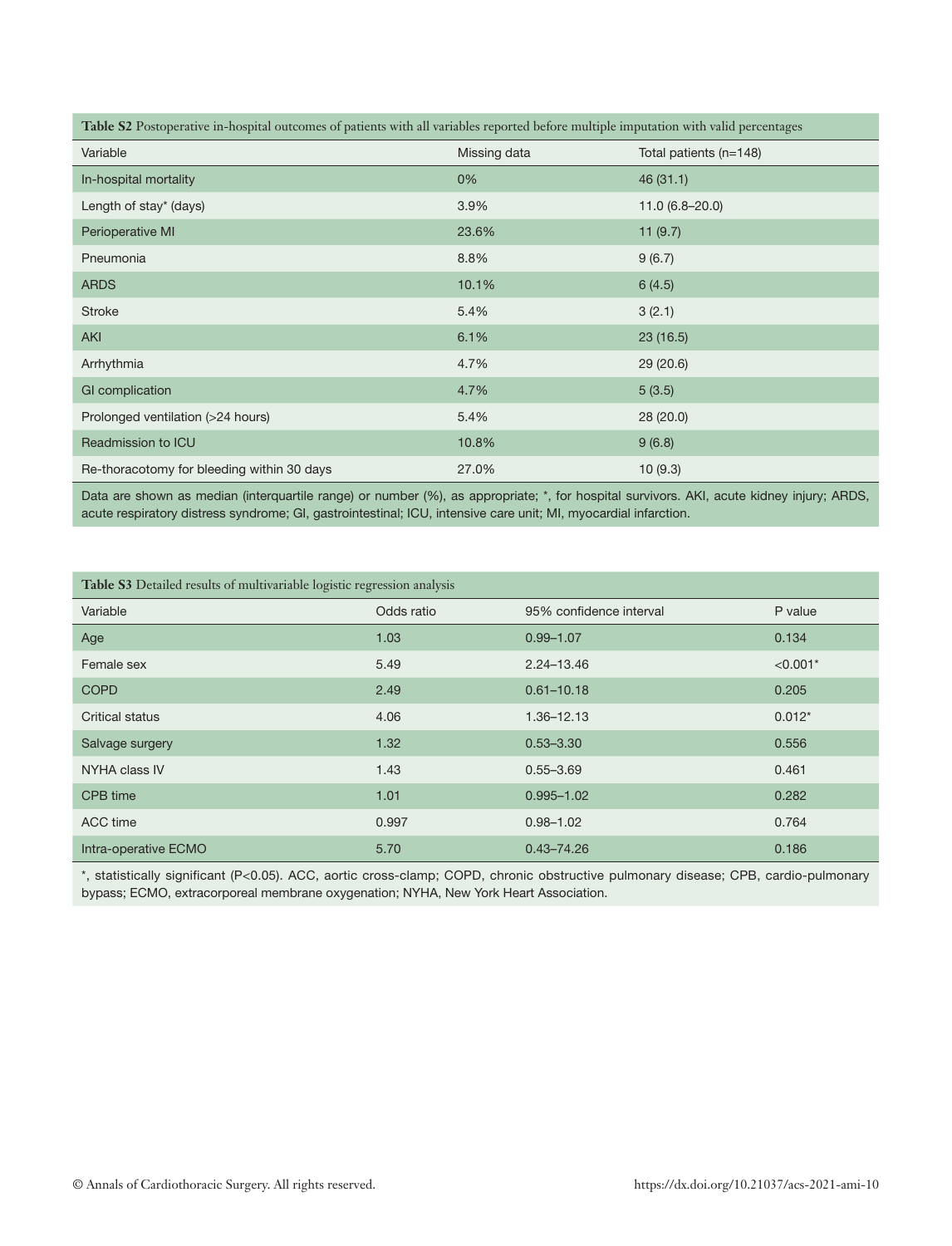**Table S2** Postoperative in-hospital outcomes of patients with all variables reported before multiple imputation with valid percentages

| Variable | Missing data | Total patients (n=148) |
|---|---|---|
| In-hospital mortality | 0% | 46 (31.1) |
| Length of stay* (days) | 3.9% | 11.0 (6.8–20.0) |
| Perioperative MI | 23.6% | 11 (9.7) |
| Pneumonia | 8.8% | 9 (6.7) |
| ARDS | 10.1% | 6 (4.5) |
| Stroke | 5.4% | 3 (2.1) |
| AKI | 6.1% | 23 (16.5) |
| Arrhythmia | 4.7% | 29 (20.6) |
| GI complication | 4.7% | 5 (3.5) |
| Prolonged ventilation (>24 hours) | 5.4% | 28 (20.0) |
| Readmission to ICU | 10.8% | 9 (6.8) |
| Re-thoracotomy for bleeding within 30 days | 27.0% | 10 (9.3) |

Data are shown as median (interquartile range) or number (%), as appropriate; *, for hospital survivors. AKI, acute kidney injury; ARDS, acute respiratory distress syndrome; GI, gastrointestinal; ICU, intensive care unit; MI, myocardial infarction.

**Table S3** Detailed results of multivariable logistic regression analysis

| Variable | Odds ratio | 95% confidence interval | P value |
|---|---|---|---|
| Age | 1.03 | 0.99–1.07 | 0.134 |
| Female sex | 5.49 | 2.24–13.46 | <0.001* |
| COPD | 2.49 | 0.61–10.18 | 0.205 |
| Critical status | 4.06 | 1.36–12.13 | 0.012* |
| Salvage surgery | 1.32 | 0.53–3.30 | 0.556 |
| NYHA class IV | 1.43 | 0.55–3.69 | 0.461 |
| CPB time | 1.01 | 0.995–1.02 | 0.282 |
| ACC time | 0.997 | 0.98–1.02 | 0.764 |
| Intra-operative ECMO | 5.70 | 0.43–74.26 | 0.186 |

*, statistically significant (P<0.05). ACC, aortic cross-clamp; COPD, chronic obstructive pulmonary disease; CPB, cardio-pulmonary bypass; ECMO, extracorporeal membrane oxygenation; NYHA, New York Heart Association.